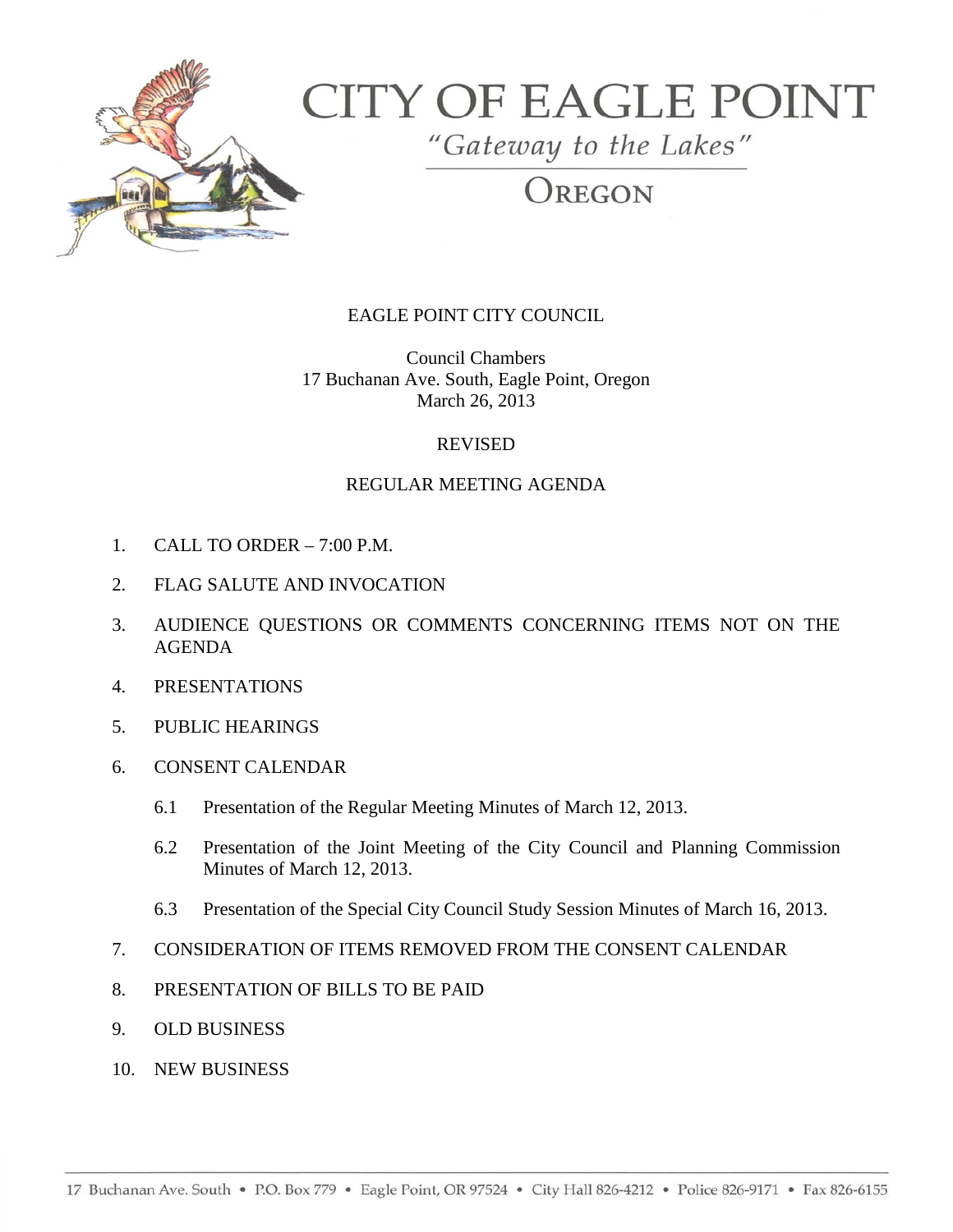# CITY OF EAGLE POINT

*"Gateway to the Lakes"*

OREGON

EAGLE POINT CITY COUNCIL

Council Chambers
17 Buchanan Ave. South, Eagle Point, Oregon
March 26, 2013

REVISED

REGULAR MEETING AGENDA

1. CALL TO ORDER – 7:00 P.M.
2. FLAG SALUTE AND INVOCATION
3. AUDIENCE QUESTIONS OR COMMENTS CONCERNING ITEMS NOT ON THE AGENDA
4. PRESENTATIONS
5. PUBLIC HEARINGS
6. CONSENT CALENDAR
   - 6.1 Presentation of the Regular Meeting Minutes of March 12, 2013.
   - 6.2 Presentation of the Joint Meeting of the City Council and Planning Commission Minutes of March 12, 2013.
   - 6.3 Presentation of the Special City Council Study Session Minutes of March 16, 2013.
7. CONSIDERATION OF ITEMS REMOVED FROM THE CONSENT CALENDAR
8. PRESENTATION OF BILLS TO BE PAID
9. OLD BUSINESS
10. NEW BUSINESS

17 Buchanan Ave. South • P.O. Box 779 • Eagle Point, OR 97524 • City Hall 826-4212 • Police 826-9171 • Fax 826-6155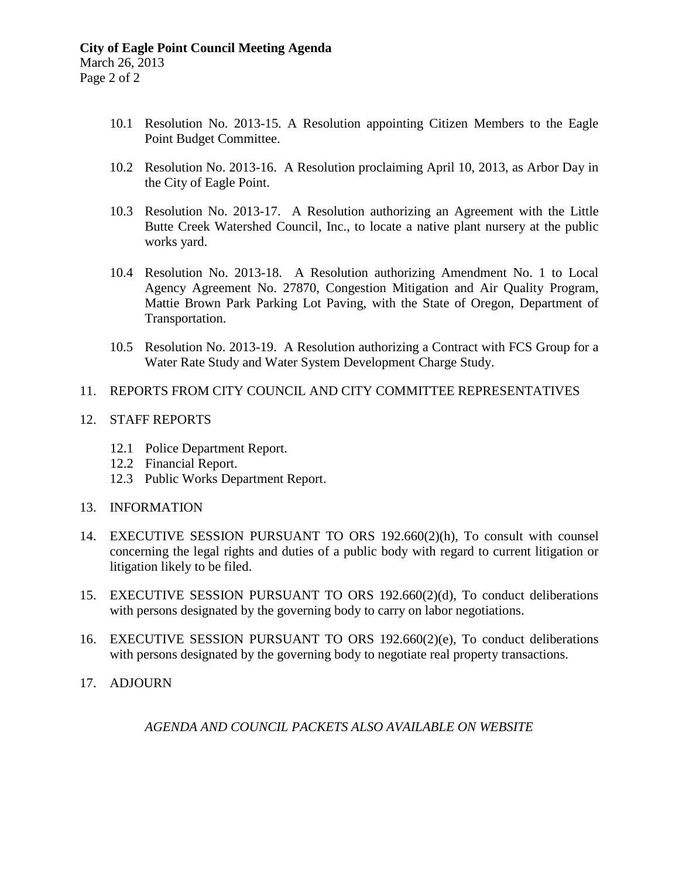10.1 Resolution No. 2013-15. A Resolution appointing Citizen Members to the Eagle Point Budget Committee.

10.2 Resolution No. 2013-16. A Resolution proclaiming April 10, 2013, as Arbor Day in the City of Eagle Point.

10.3 Resolution No. 2013-17. A Resolution authorizing an Agreement with the Little Butte Creek Watershed Council, Inc., to locate a native plant nursery at the public works yard.

10.4 Resolution No. 2013-18. A Resolution authorizing Amendment No. 1 to Local Agency Agreement No. 27870, Congestion Mitigation and Air Quality Program, Mattie Brown Park Parking Lot Paving, with the State of Oregon, Department of Transportation.

10.5 Resolution No. 2013-19. A Resolution authorizing a Contract with FCS Group for a Water Rate Study and Water System Development Charge Study.

11. REPORTS FROM CITY COUNCIL AND CITY COMMITTEE REPRESENTATIVES

12. STAFF REPORTS

12.1 Police Department Report.
12.2 Financial Report.
12.3 Public Works Department Report.

13. INFORMATION

14. EXECUTIVE SESSION PURSUANT TO ORS 192.660(2)(h), To consult with counsel concerning the legal rights and duties of a public body with regard to current litigation or litigation likely to be filed.

15. EXECUTIVE SESSION PURSUANT TO ORS 192.660(2)(d), To conduct deliberations with persons designated by the governing body to carry on labor negotiations.

16. EXECUTIVE SESSION PURSUANT TO ORS 192.660(2)(e), To conduct deliberations with persons designated by the governing body to negotiate real property transactions.

17. ADJOURN

*AGENDA AND COUNCIL PACKETS ALSO AVAILABLE ON WEBSITE*